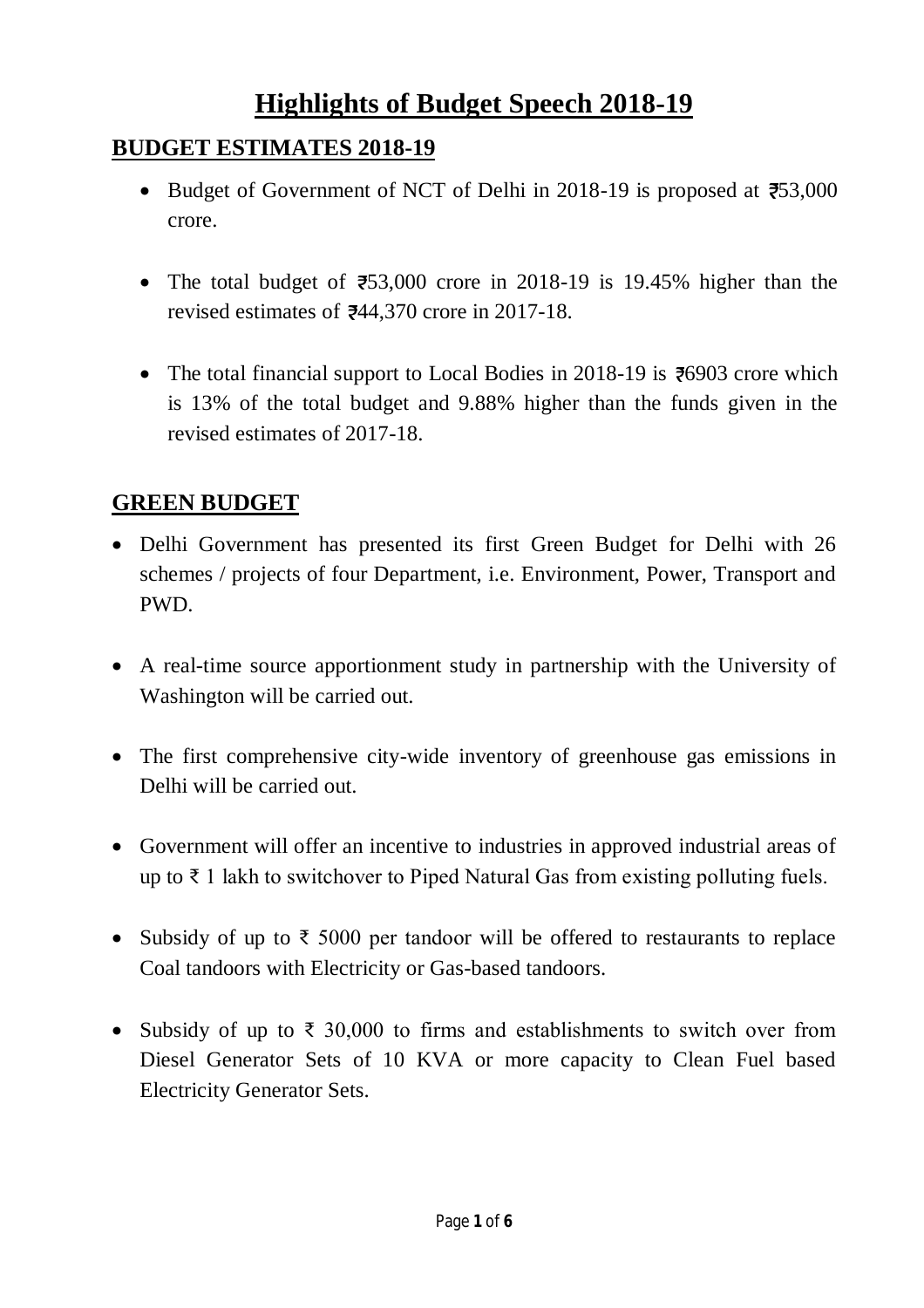# Highlights of Budget Speech 2018-19

## BUDGET ESTIMATES 2018-19

- Budget of Government of NCT of Delhi in 2018-19 is proposed at ₹53,000 crore.
- The total budget of ₹53,000 crore in 2018-19 is 19.45% higher than the revised estimates of ₹44,370 crore in 2017-18.
- The total financial support to Local Bodies in 2018-19 is ₹6903 crore which is 13% of the total budget and 9.88% higher than the funds given in the revised estimates of 2017-18.

## GREEN BUDGET

- Delhi Government has presented its first Green Budget for Delhi with 26 schemes / projects of four Department, i.e. Environment, Power, Transport and PWD.
- A real-time source apportionment study in partnership with the University of Washington will be carried out.
- The first comprehensive city-wide inventory of greenhouse gas emissions in Delhi will be carried out.
- Government will offer an incentive to industries in approved industrial areas of up to ₹ 1 lakh to switchover to Piped Natural Gas from existing polluting fuels.
- Subsidy of up to ₹ 5000 per tandoor will be offered to restaurants to replace Coal tandoors with Electricity or Gas-based tandoors.
- Subsidy of up to ₹ 30,000 to firms and establishments to switch over from Diesel Generator Sets of 10 KVA or more capacity to Clean Fuel based Electricity Generator Sets.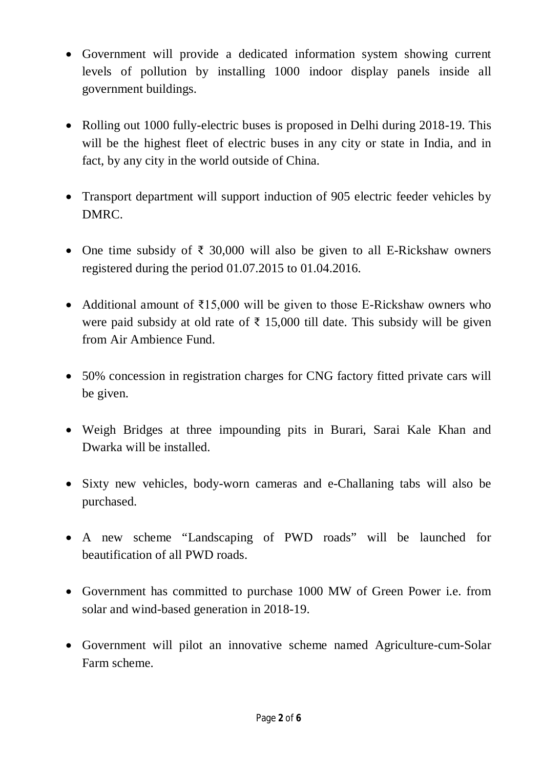- Government will provide a dedicated information system showing current levels of pollution by installing 1000 indoor display panels inside all government buildings.

- Rolling out 1000 fully-electric buses is proposed in Delhi during 2018-19. This will be the highest fleet of electric buses in any city or state in India, and in fact, by any city in the world outside of China.

- Transport department will support induction of 905 electric feeder vehicles by DMRC.

- One time subsidy of ₹ 30,000 will also be given to all E-Rickshaw owners registered during the period 01.07.2015 to 01.04.2016.

- Additional amount of ₹15,000 will be given to those E-Rickshaw owners who were paid subsidy at old rate of ₹ 15,000 till date. This subsidy will be given from Air Ambience Fund.

- 50% concession in registration charges for CNG factory fitted private cars will be given.

- Weigh Bridges at three impounding pits in Burari, Sarai Kale Khan and Dwarka will be installed.

- Sixty new vehicles, body-worn cameras and e-Challaning tabs will also be purchased.

- A new scheme "Landscaping of PWD roads" will be launched for beautification of all PWD roads.

- Government has committed to purchase 1000 MW of Green Power i.e. from solar and wind-based generation in 2018-19.

- Government will pilot an innovative scheme named Agriculture-cum-Solar Farm scheme.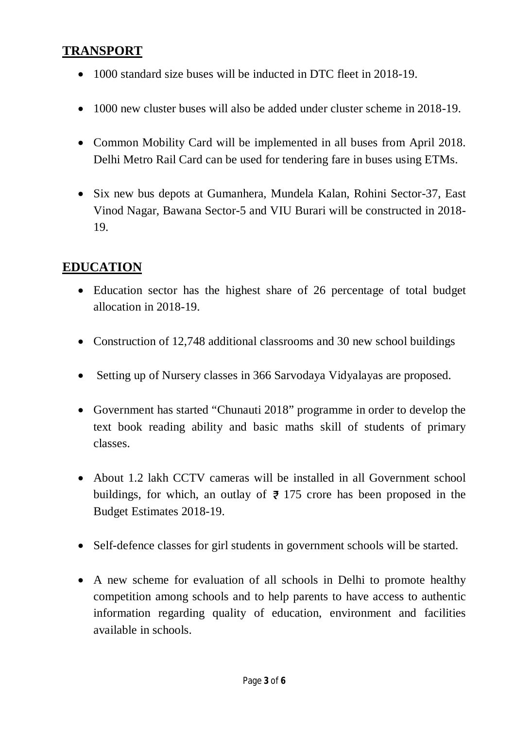## TRANSPORT

- 1000 standard size buses will be inducted in DTC fleet in 2018-19.
- 1000 new cluster buses will also be added under cluster scheme in 2018-19.
- Common Mobility Card will be implemented in all buses from April 2018. Delhi Metro Rail Card can be used for tendering fare in buses using ETMs.
- Six new bus depots at Gumanhera, Mundela Kalan, Rohini Sector-37, East Vinod Nagar, Bawana Sector-5 and VIU Burari will be constructed in 2018-19.

## EDUCATION

- Education sector has the highest share of 26 percentage of total budget allocation in 2018-19.
- Construction of 12,748 additional classrooms and 30 new school buildings
- Setting up of Nursery classes in 366 Sarvodaya Vidyalayas are proposed.
- Government has started "Chunauti 2018" programme in order to develop the text book reading ability and basic maths skill of students of primary classes.
- About 1.2 lakh CCTV cameras will be installed in all Government school buildings, for which, an outlay of ₹ 175 crore has been proposed in the Budget Estimates 2018-19.
- Self-defence classes for girl students in government schools will be started.
- A new scheme for evaluation of all schools in Delhi to promote healthy competition among schools and to help parents to have access to authentic information regarding quality of education, environment and facilities available in schools.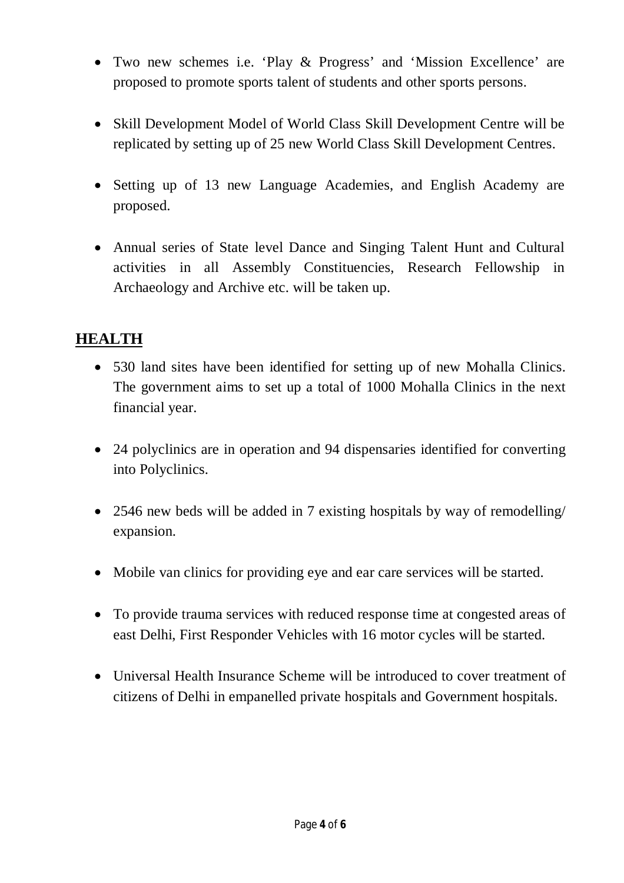- Two new schemes i.e. 'Play & Progress' and 'Mission Excellence' are proposed to promote sports talent of students and other sports persons.

- Skill Development Model of World Class Skill Development Centre will be replicated by setting up of 25 new World Class Skill Development Centres.

- Setting up of 13 new Language Academies, and English Academy are proposed.

- Annual series of State level Dance and Singing Talent Hunt and Cultural activities in all Assembly Constituencies, Research Fellowship in Archaeology and Archive etc. will be taken up.

## HEALTH

- 530 land sites have been identified for setting up of new Mohalla Clinics. The government aims to set up a total of 1000 Mohalla Clinics in the next financial year.

- 24 polyclinics are in operation and 94 dispensaries identified for converting into Polyclinics.

- 2546 new beds will be added in 7 existing hospitals by way of remodelling/ expansion.

- Mobile van clinics for providing eye and ear care services will be started.

- To provide trauma services with reduced response time at congested areas of east Delhi, First Responder Vehicles with 16 motor cycles will be started.

- Universal Health Insurance Scheme will be introduced to cover treatment of citizens of Delhi in empanelled private hospitals and Government hospitals.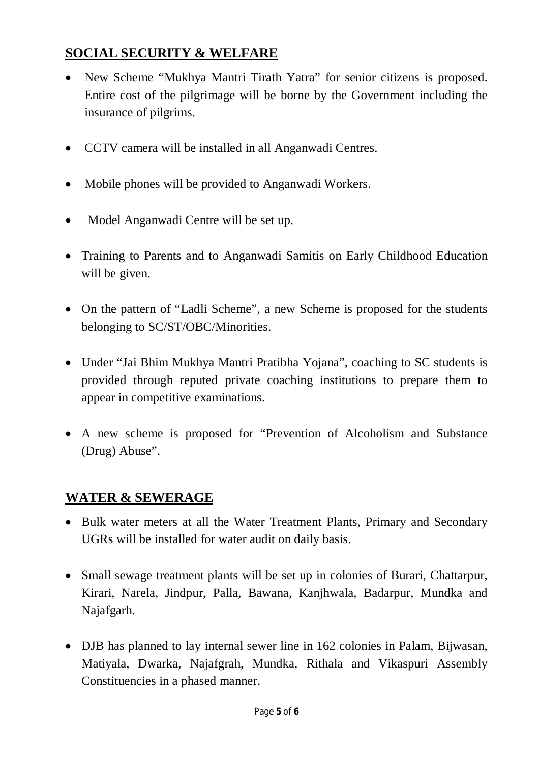## SOCIAL SECURITY & WELFARE

- New Scheme "Mukhya Mantri Tirath Yatra" for senior citizens is proposed. Entire cost of the pilgrimage will be borne by the Government including the insurance of pilgrims.
- CCTV camera will be installed in all Anganwadi Centres.
- Mobile phones will be provided to Anganwadi Workers.
- Model Anganwadi Centre will be set up.
- Training to Parents and to Anganwadi Samitis on Early Childhood Education will be given.
- On the pattern of "Ladli Scheme", a new Scheme is proposed for the students belonging to SC/ST/OBC/Minorities.
- Under "Jai Bhim Mukhya Mantri Pratibha Yojana", coaching to SC students is provided through reputed private coaching institutions to prepare them to appear in competitive examinations.
- A new scheme is proposed for "Prevention of Alcoholism and Substance (Drug) Abuse".

## WATER & SEWERAGE

- Bulk water meters at all the Water Treatment Plants, Primary and Secondary UGRs will be installed for water audit on daily basis.
- Small sewage treatment plants will be set up in colonies of Burari, Chattarpur, Kirari, Narela, Jindpur, Palla, Bawana, Kanjhwala, Badarpur, Mundka and Najafgarh.
- DJB has planned to lay internal sewer line in 162 colonies in Palam, Bijwasan, Matiyala, Dwarka, Najafgrah, Mundka, Rithala and Vikaspuri Assembly Constituencies in a phased manner.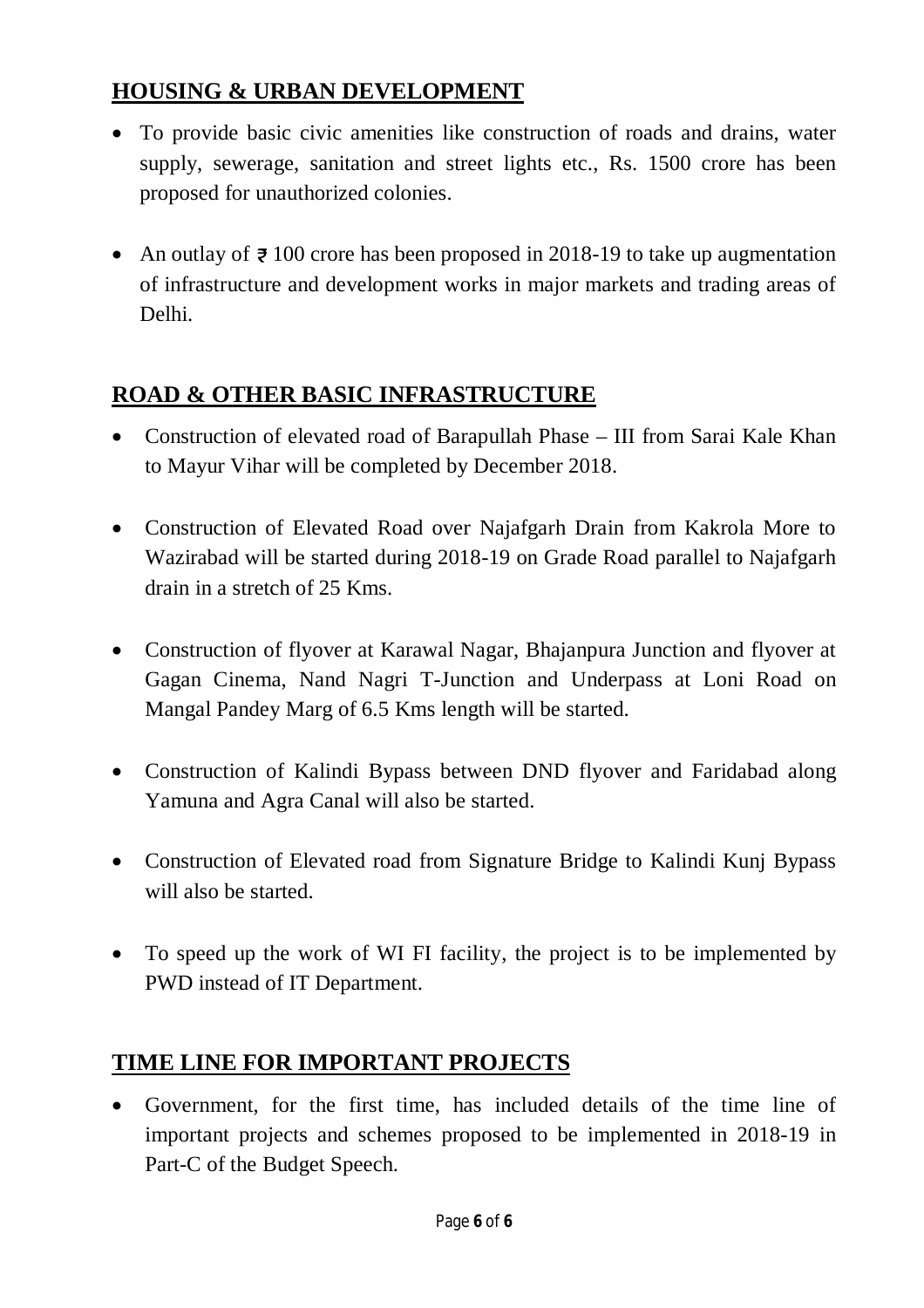## HOUSING & URBAN DEVELOPMENT

- To provide basic civic amenities like construction of roads and drains, water supply, sewerage, sanitation and street lights etc., Rs. 1500 crore has been proposed for unauthorized colonies.
- An outlay of ₹ 100 crore has been proposed in 2018-19 to take up augmentation of infrastructure and development works in major markets and trading areas of Delhi.

## ROAD & OTHER BASIC INFRASTRUCTURE

- Construction of elevated road of Barapullah Phase – III from Sarai Kale Khan to Mayur Vihar will be completed by December 2018.
- Construction of Elevated Road over Najafgarh Drain from Kakrola More to Wazirabad will be started during 2018-19 on Grade Road parallel to Najafgarh drain in a stretch of 25 Kms.
- Construction of flyover at Karawal Nagar, Bhajanpura Junction and flyover at Gagan Cinema, Nand Nagri T-Junction and Underpass at Loni Road on Mangal Pandey Marg of 6.5 Kms length will be started.
- Construction of Kalindi Bypass between DND flyover and Faridabad along Yamuna and Agra Canal will also be started.
- Construction of Elevated road from Signature Bridge to Kalindi Kunj Bypass will also be started.
- To speed up the work of WI FI facility, the project is to be implemented by PWD instead of IT Department.

## TIME LINE FOR IMPORTANT PROJECTS

- Government, for the first time, has included details of the time line of important projects and schemes proposed to be implemented in 2018-19 in Part-C of the Budget Speech.